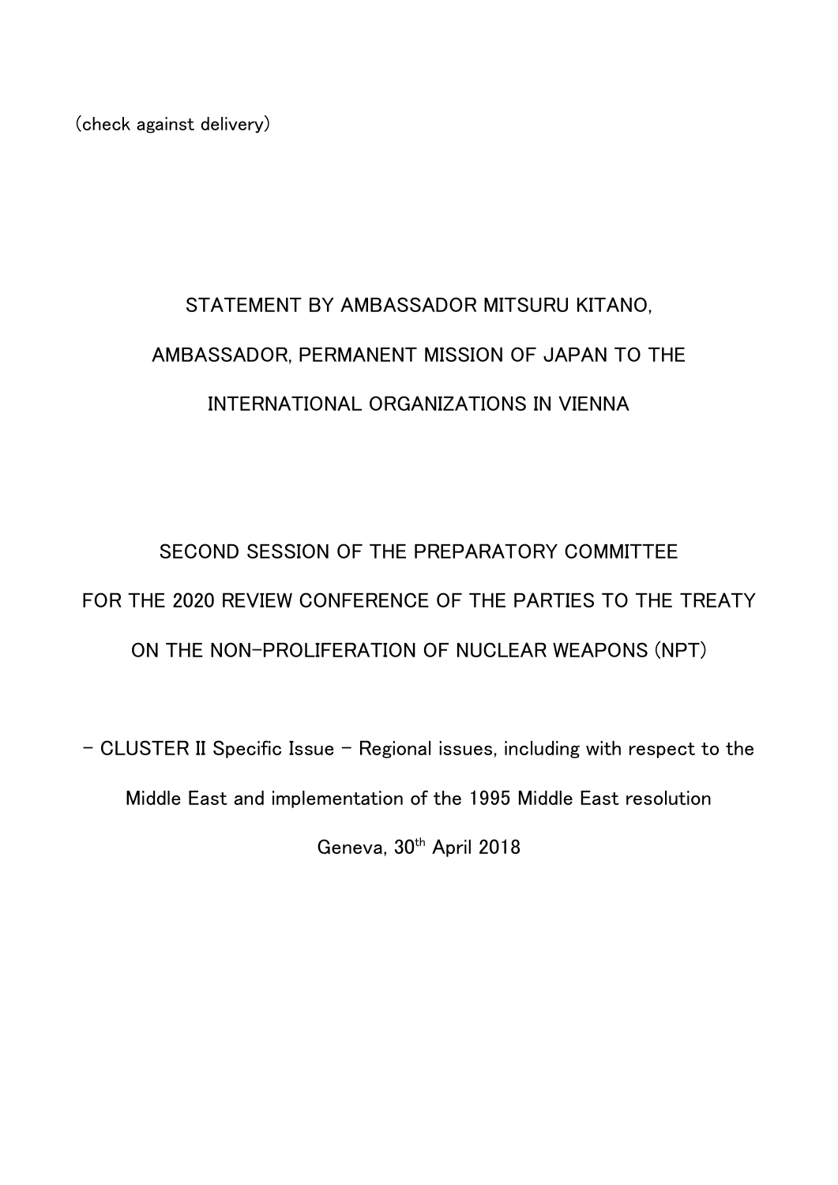(check against delivery)

# STATEMENT BY AMBASSADOR MITSURU KITANO, AMBASSADOR, PERMANENT MISSION OF JAPAN TO THE INTERNATIONAL ORGANIZATIONS IN VIENNA

## SECOND SESSION OF THE PREPARATORY COMMITTEE FOR THE 2020 REVIEW CONFERENCE OF THE PARTIES TO THE TREATY ON THE NON-PROLIFERATION OF NUCLEAR WEAPONS (NPT)

- CLUSTER II Specific Issue – Regional issues, including with respect to the Middle East and implementation of the 1995 Middle East resolution

Geneva, 30th April 2018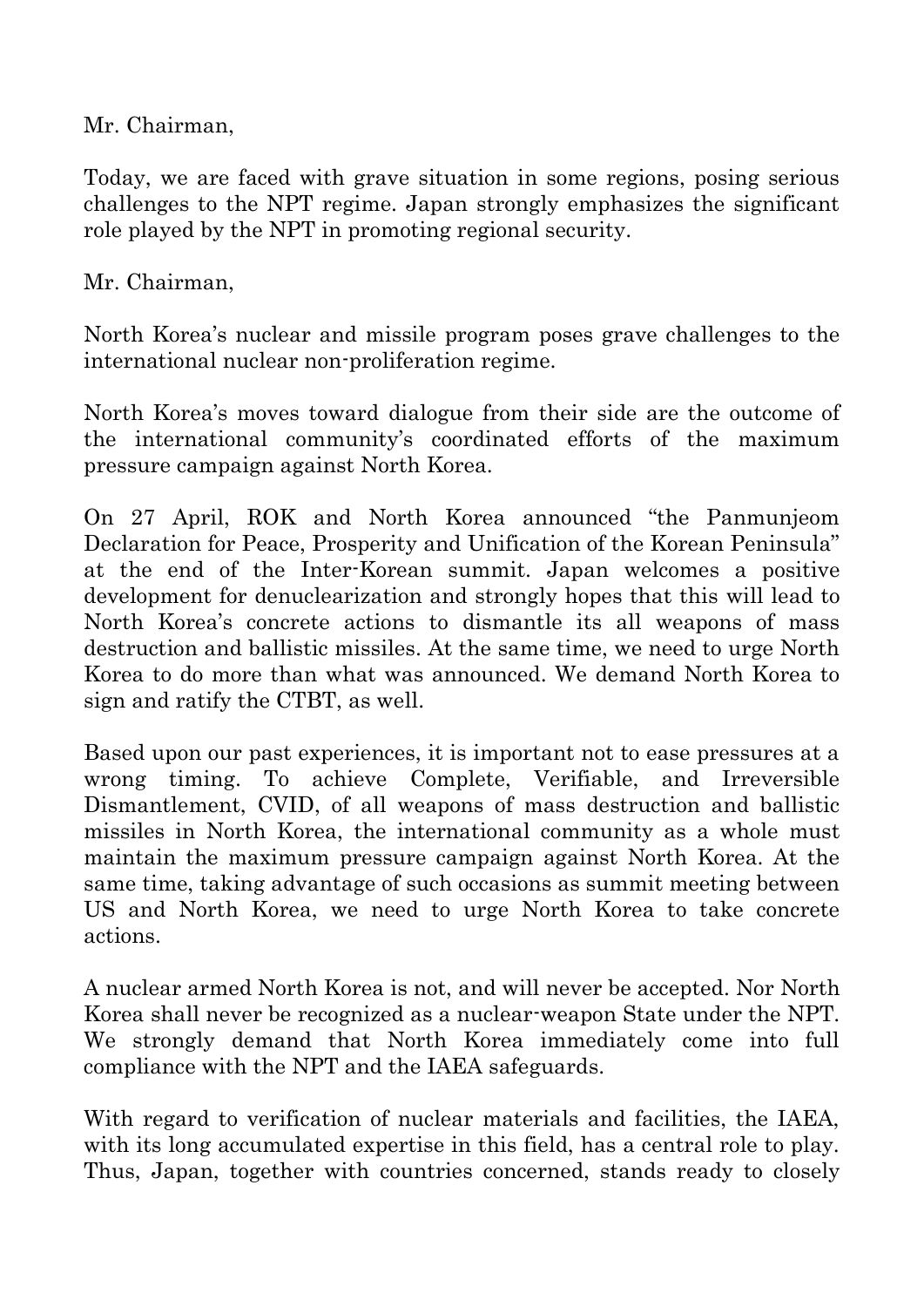Mr. Chairman,

Today, we are faced with grave situation in some regions, posing serious challenges to the NPT regime. Japan strongly emphasizes the significant role played by the NPT in promoting regional security.

Mr. Chairman,

North Korea's nuclear and missile program poses grave challenges to the international nuclear non-proliferation regime.

North Korea's moves toward dialogue from their side are the outcome of the international community's coordinated efforts of the maximum pressure campaign against North Korea.

On 27 April, ROK and North Korea announced "the Panmunjeom Declaration for Peace, Prosperity and Unification of the Korean Peninsula" at the end of the Inter-Korean summit. Japan welcomes a positive development for denuclearization and strongly hopes that this will lead to North Korea's concrete actions to dismantle its all weapons of mass destruction and ballistic missiles. At the same time, we need to urge North Korea to do more than what was announced. We demand North Korea to sign and ratify the CTBT, as well.

Based upon our past experiences, it is important not to ease pressures at a wrong timing. To achieve Complete, Verifiable, and Irreversible Dismantlement, CVID, of all weapons of mass destruction and ballistic missiles in North Korea, the international community as a whole must maintain the maximum pressure campaign against North Korea. At the same time, taking advantage of such occasions as summit meeting between US and North Korea, we need to urge North Korea to take concrete actions.

A nuclear armed North Korea is not, and will never be accepted. Nor North Korea shall never be recognized as a nuclear-weapon State under the NPT. We strongly demand that North Korea immediately come into full compliance with the NPT and the IAEA safeguards.

With regard to verification of nuclear materials and facilities, the IAEA, with its long accumulated expertise in this field, has a central role to play. Thus, Japan, together with countries concerned, stands ready to closely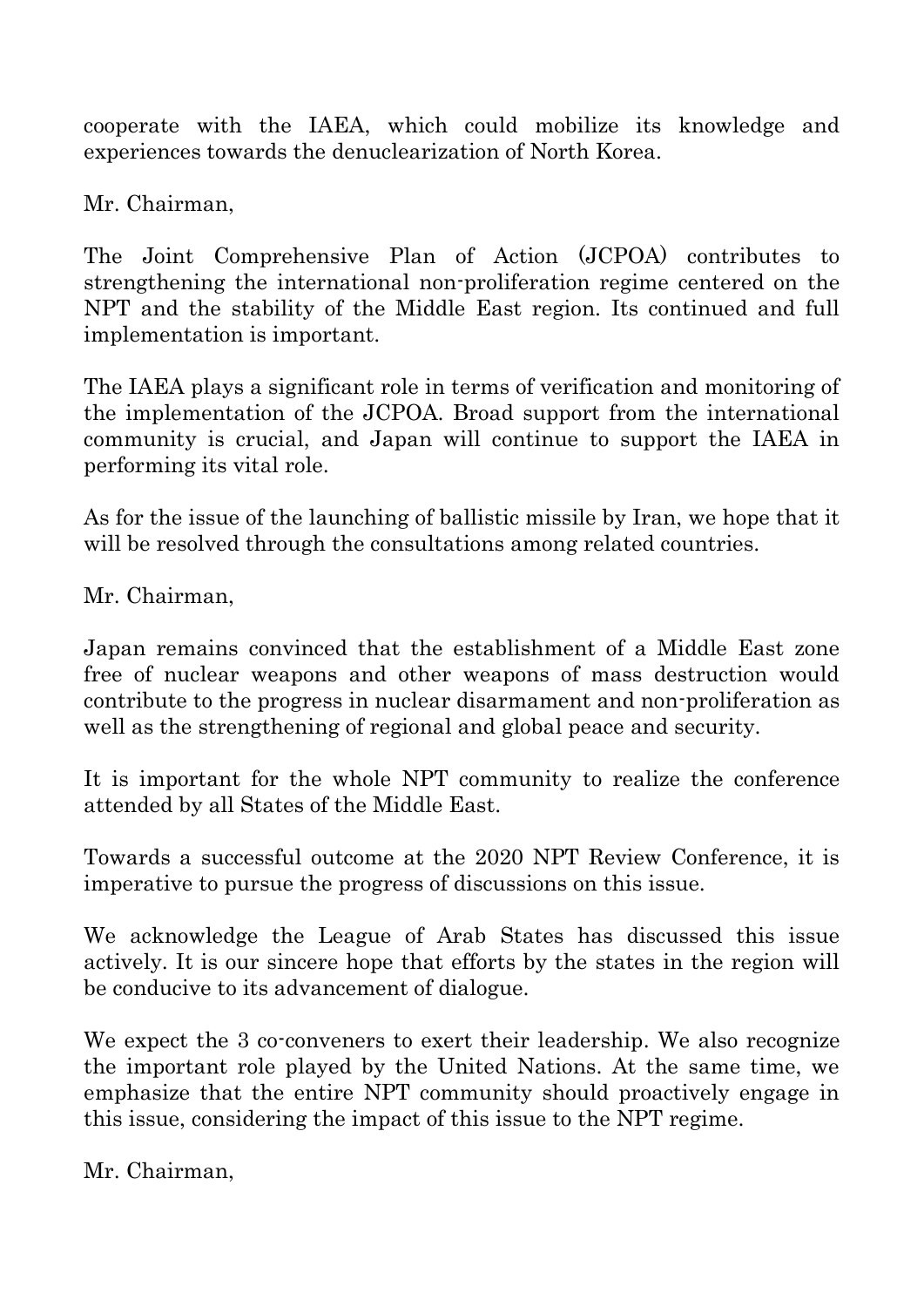cooperate with the IAEA, which could mobilize its knowledge and experiences towards the denuclearization of North Korea.

Mr. Chairman,

The Joint Comprehensive Plan of Action (JCPOA) contributes to strengthening the international non-proliferation regime centered on the NPT and the stability of the Middle East region. Its continued and full implementation is important.

The IAEA plays a significant role in terms of verification and monitoring of the implementation of the JCPOA. Broad support from the international community is crucial, and Japan will continue to support the IAEA in performing its vital role.

As for the issue of the launching of ballistic missile by Iran, we hope that it will be resolved through the consultations among related countries.

Mr. Chairman,

Japan remains convinced that the establishment of a Middle East zone free of nuclear weapons and other weapons of mass destruction would contribute to the progress in nuclear disarmament and non-proliferation as well as the strengthening of regional and global peace and security.

It is important for the whole NPT community to realize the conference attended by all States of the Middle East.

Towards a successful outcome at the 2020 NPT Review Conference, it is imperative to pursue the progress of discussions on this issue.

We acknowledge the League of Arab States has discussed this issue actively. It is our sincere hope that efforts by the states in the region will be conducive to its advancement of dialogue.

We expect the 3 co-conveners to exert their leadership. We also recognize the important role played by the United Nations. At the same time, we emphasize that the entire NPT community should proactively engage in this issue, considering the impact of this issue to the NPT regime.

Mr. Chairman,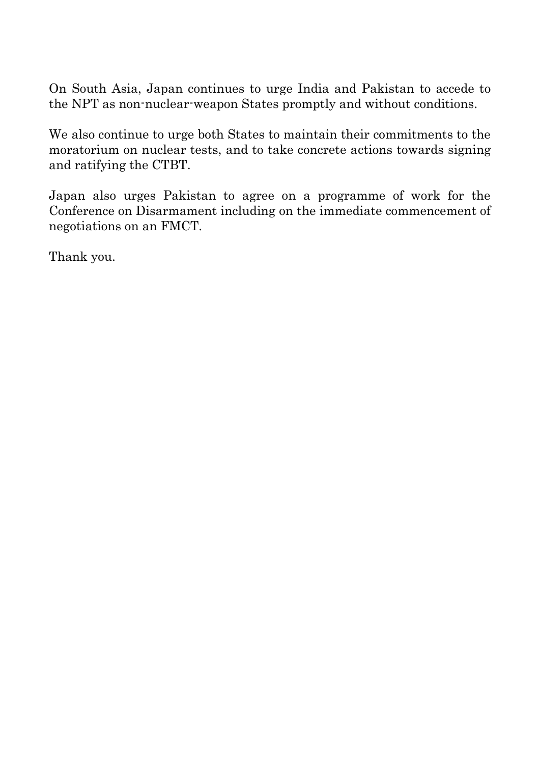On South Asia, Japan continues to urge India and Pakistan to accede to the NPT as non-nuclear-weapon States promptly and without conditions.

We also continue to urge both States to maintain their commitments to the moratorium on nuclear tests, and to take concrete actions towards signing and ratifying the CTBT.

Japan also urges Pakistan to agree on a programme of work for the Conference on Disarmament including on the immediate commencement of negotiations on an FMCT.

Thank you.